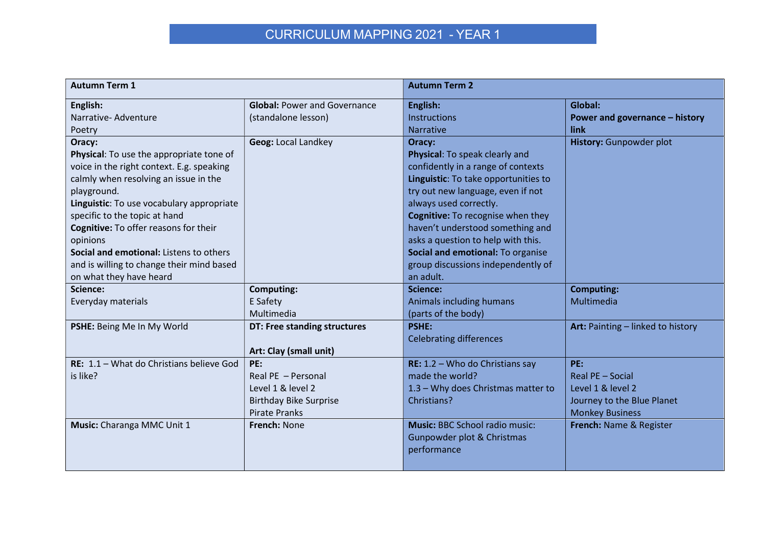# CURRICULUM MAPPING 2021 - YEAR 1

| **Autumn Term 1** | | **Autumn Term 2** | |
|---|---|---|---|
| **English:**<br>Narrative- Adventure<br>Poetry | **Global:** Power and Governance (standalone lesson) | **English:**<br>Instructions<br>Narrative | **Global:**<br>**Power and governance – history link** |
| **Oracy:**<br>**Physical**: To use the appropriate tone of voice in the right context. E.g. speaking calmly when resolving an issue in the playground.<br>**Linguistic**: To use vocabulary appropriate specific to the topic at hand<br>**Cognitive:** To offer reasons for their opinions<br>**Social and emotional:** Listens to others and is willing to change their mind based on what they have heard | **Geog:** Local Landkey | **Oracy:**<br>**Physical**: To speak clearly and confidently in a range of contexts<br>**Linguistic**: To take opportunities to try out new language, even if not always used correctly.<br>**Cognitive:** To recognise when they haven't understood something and asks a question to help with this.<br>**Social and emotional:** To organise group discussions independently of an adult. | **History:** Gunpowder plot |
| **Science:**<br>Everyday materials | **Computing:**<br>E Safety<br>Multimedia | **Science:**<br>Animals including humans<br>(parts of the body) | **Computing:**<br>Multimedia |
| **PSHE:** Being Me In My World | **DT: Free standing structures**<br><br>**Art: Clay (small unit)** | **PSHE:**<br>Celebrating differences | **Art:** Painting – linked to history |
| **RE:** 1.1 – What do Christians believe God is like? | **PE:**<br>Real PE – Personal<br>Level 1 & level 2<br>Birthday Bike Surprise<br>Pirate Pranks | **RE:** 1.2 – Who do Christians say made the world?<br>1.3 – Why does Christmas matter to Christians? | **PE:**<br>Real PE – Social<br>Level 1 & level 2<br>Journey to the Blue Planet<br>Monkey Business |
| **Music:** Charanga MMC Unit 1 | **French:** None | **Music:** BBC School radio music: Gunpowder plot & Christmas performance | **French:** Name & Register |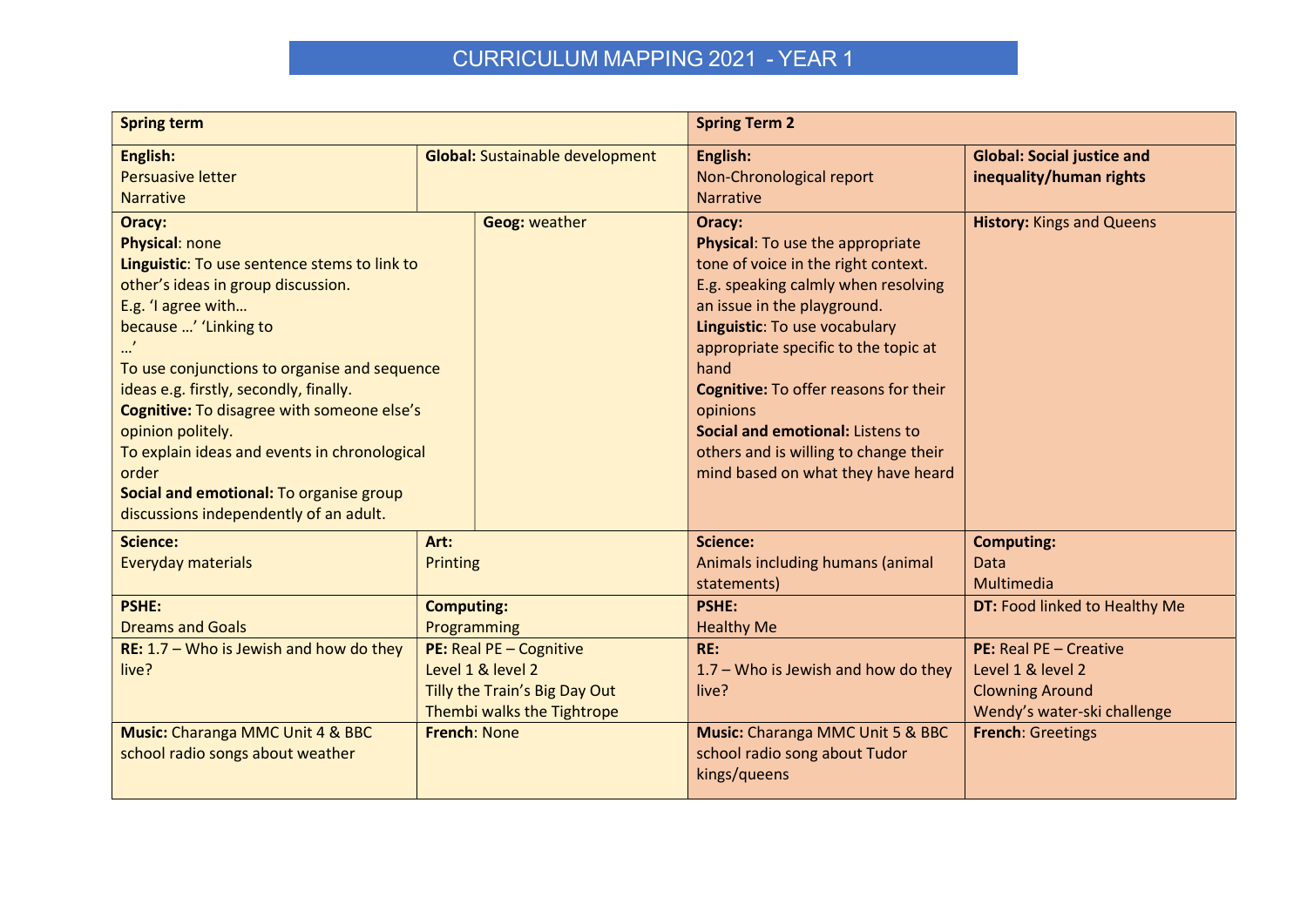# CURRICULUM MAPPING 2021 - YEAR 1

| **Spring term** | | **Spring Term 2** | |
|---|---|---|---|
| **English:**<br>Persuasive letter<br>Narrative | **Global:** Sustainable development | **English:**<br>Non-Chronological report<br>Narrative | **Global: Social justice and inequality/human rights** |
| **Oracy:**<br>**Physical**: none<br>**Linguistic**: To use sentence stems to link to other's ideas in group discussion.<br>E.g. 'I agree with… because …' 'Linking to …'<br>To use conjunctions to organise and sequence ideas e.g. firstly, secondly, finally.<br>**Cognitive:** To disagree with someone else's opinion politely.<br>To explain ideas and events in chronological order<br>**Social and emotional:** To organise group discussions independently of an adult. | **Geog:** weather | **Oracy:**<br>**Physical**: To use the appropriate tone of voice in the right context. E.g. speaking calmly when resolving an issue in the playground.<br>**Linguistic**: To use vocabulary appropriate specific to the topic at hand<br>**Cognitive:** To offer reasons for their opinions<br>**Social and emotional:** Listens to others and is willing to change their mind based on what they have heard | **History:** Kings and Queens |
| **Science:**<br>Everyday materials | **Art:**<br>Printing | **Science:**<br>Animals including humans (animal statements) | **Computing:**<br>Data<br>Multimedia |
| **PSHE:**<br>Dreams and Goals | **Computing:**<br>Programming | **PSHE:**<br>Healthy Me | **DT:** Food linked to Healthy Me |
| **RE:** 1.7 – Who is Jewish and how do they live? | **PE:** Real PE – Cognitive<br>Level 1 & level 2<br>Tilly the Train's Big Day Out<br>Thembi walks the Tightrope | **RE:**<br>1.7 – Who is Jewish and how do they live? | **PE:** Real PE – Creative<br>Level 1 & level 2<br>Clowning Around<br>Wendy's water-ski challenge |
| **Music:** Charanga MMC Unit 4 & BBC school radio songs about weather | **French**: None | **Music:** Charanga MMC Unit 5 & BBC school radio song about Tudor kings/queens | **French**: Greetings |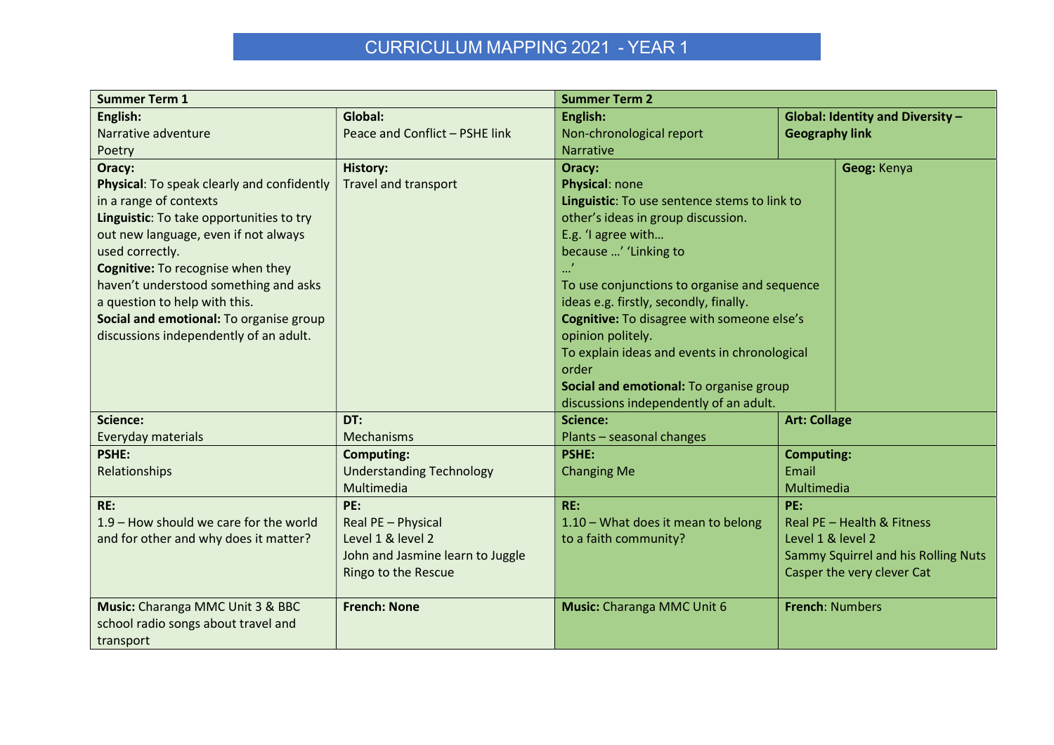# CURRICULUM MAPPING 2021 - YEAR 1

| **Summer Term 1** | | **Summer Term 2** | |
|---|---|---|---|
| **English:**<br>Narrative adventure<br>Poetry | **Global:**<br>Peace and Conflict – PSHE link | **English:**<br>Non-chronological report<br>Narrative | **Global: Identity and Diversity – Geography link** |
| **Oracy:**<br>**Physical**: To speak clearly and confidently in a range of contexts<br>**Linguistic**: To take opportunities to try out new language, even if not always used correctly.<br>**Cognitive:** To recognise when they haven't understood something and asks a question to help with this.<br>**Social and emotional:** To organise group discussions independently of an adult. | **History:**<br>Travel and transport | **Oracy:**<br>**Physical**: none<br>**Linguistic**: To use sentence stems to link to other's ideas in group discussion.<br>E.g. 'I agree with… because …' 'Linking to …'<br>To use conjunctions to organise and sequence ideas e.g. firstly, secondly, finally.<br>**Cognitive:** To disagree with someone else's opinion politely.<br>To explain ideas and events in chronological order<br>**Social and emotional:** To organise group discussions independently of an adult. | **Geog:** Kenya |
| **Science:**<br>Everyday materials | **DT:**<br>Mechanisms | **Science:**<br>Plants – seasonal changes | **Art: Collage** |
| **PSHE:**<br>Relationships | **Computing:**<br>Understanding Technology<br>Multimedia | **PSHE:**<br>Changing Me | **Computing:**<br>Email<br>Multimedia |
| **RE:**<br>1.9 – How should we care for the world and for other and why does it matter? | **PE:**<br>Real PE – Physical<br>Level 1 & level 2<br>John and Jasmine learn to Juggle<br>Ringo to the Rescue | **RE:**<br>1.10 – What does it mean to belong to a faith community? | **PE:**<br>Real PE – Health & Fitness<br>Level 1 & level 2<br>Sammy Squirrel and his Rolling Nuts<br>Casper the very clever Cat |
| **Music:** Charanga MMC Unit 3 & BBC school radio songs about travel and transport | **French: None** | **Music:** Charanga MMC Unit 6 | **French**: Numbers |